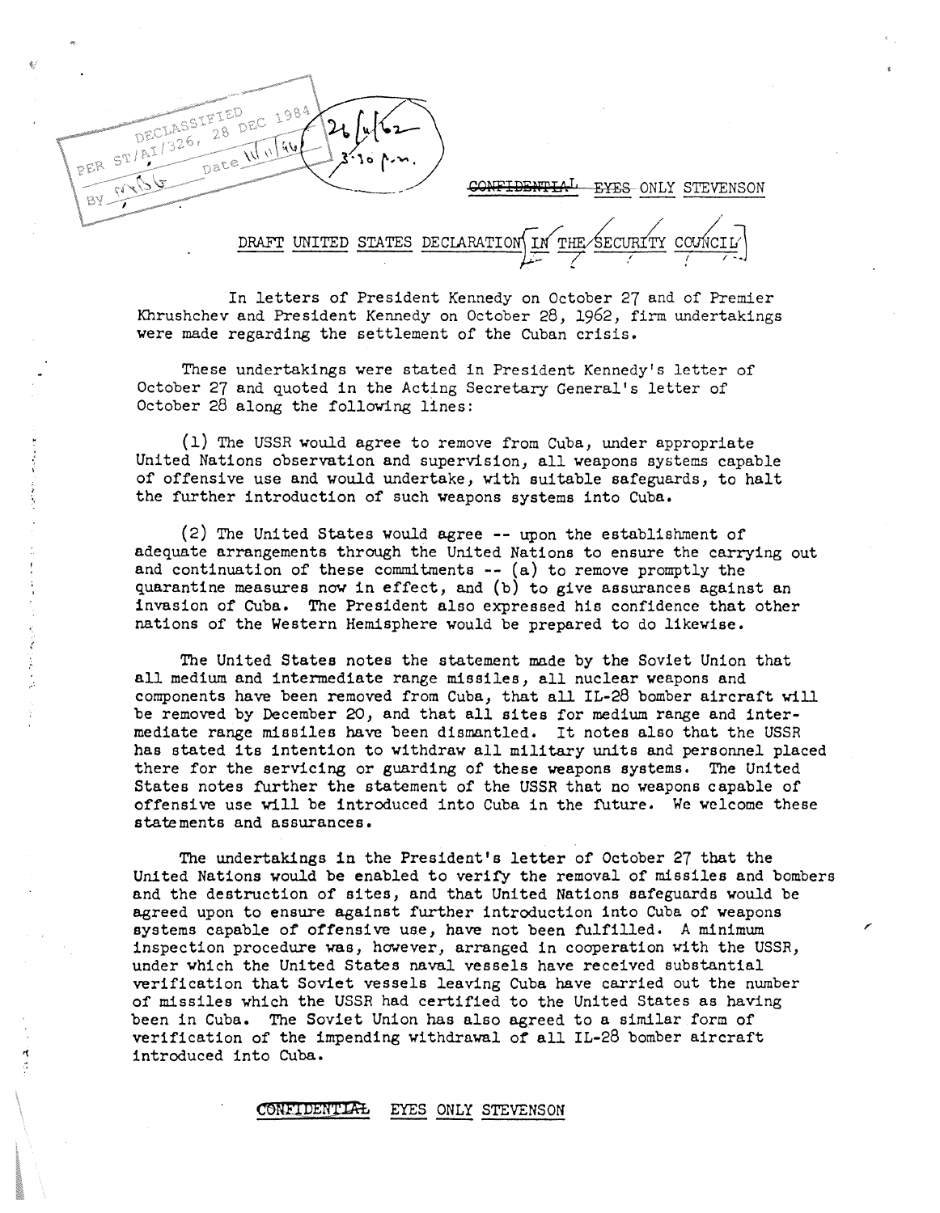DECLASSIFIED PER ST/AI/326, 28 DEC 1984 BY MNG Date 11/11/96

26/11/62 3:30 p.m.

~~CONFIDENTIAL~~ ~~EYES~~ ONLY STEVENSON

DRAFT UNITED STATES DECLARATION [IN THE SECURITY COUNCIL]

In letters of President Kennedy on October 27 and of Premier Khrushchev and President Kennedy on October 28, 1962, firm undertakings were made regarding the settlement of the Cuban crisis.

These undertakings were stated in President Kennedy's letter of October 27 and quoted in the Acting Secretary General's letter of October 28 along the following lines:

(1) The USSR would agree to remove from Cuba, under appropriate United Nations observation and supervision, all weapons systems capable of offensive use and would undertake, with suitable safeguards, to halt the further introduction of such weapons systems into Cuba.

(2) The United States would agree -- upon the establishment of adequate arrangements through the United Nations to ensure the carrying out and continuation of these commitments -- (a) to remove promptly the quarantine measures now in effect, and (b) to give assurances against an invasion of Cuba. The President also expressed his confidence that other nations of the Western Hemisphere would be prepared to do likewise.

The United States notes the statement made by the Soviet Union that all medium and intermediate range missiles, all nuclear weapons and components have been removed from Cuba, that all IL-28 bomber aircraft will be removed by December 20, and that all sites for medium range and intermediate range missiles have been dismantled. It notes also that the USSR has stated its intention to withdraw all military units and personnel placed there for the servicing or guarding of these weapons systems. The United States notes further the statement of the USSR that no weapons capable of offensive use will be introduced into Cuba in the future. We welcome these statements and assurances.

The undertakings in the President's letter of October 27 that the United Nations would be enabled to verify the removal of missiles and bombers and the destruction of sites, and that United Nations safeguards would be agreed upon to ensure against further introduction into Cuba of weapons systems capable of offensive use, have not been fulfilled. A minimum inspection procedure was, however, arranged in cooperation with the USSR, under which the United States naval vessels have received substantial verification that Soviet vessels leaving Cuba have carried out the number of missiles which the USSR had certified to the United States as having been in Cuba. The Soviet Union has also agreed to a similar form of verification of the impending withdrawal of all IL-28 bomber aircraft introduced into Cuba.

~~CONFIDENTIAL~~ EYES ONLY STEVENSON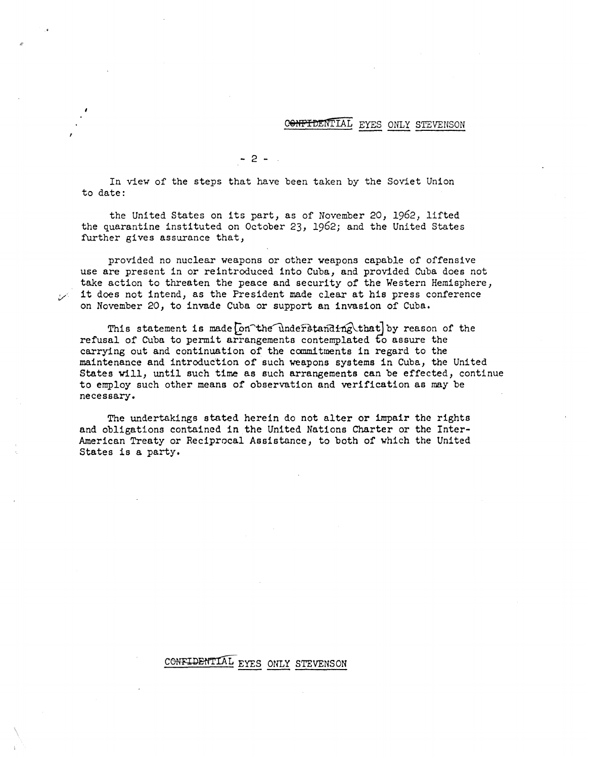In view of the steps that have been taken by the Soviet Union to date:

the United States on its part, as of November 20, 1962, lifted the quarantine instituted on October 23, 1962; and the United States further gives assurance that,

provided no nuclear weapons or other weapons capable of offensive use are present in or reintroduced into Cuba, and provided Cuba does not take action to threaten the peace and security of the Western Hemisphere, it does not intend, as the President made clear at his press conference on November 20, to invade Cuba or support an invasion of Cuba.

This statement is made [on the understanding that] by reason of the refusal of Cuba to permit arrangements contemplated to assure the carrying out and continuation of the commitments in regard to the maintenance and introduction of such weapons systems in Cuba, the United States will, until such time as such arrangements can be effected, continue to employ such other means of observation and verification as may be necessary.

The undertakings stated herein do not alter or impair the rights and obligations contained in the United Nations Charter or the Inter-American Treaty or Reciprocal Assistance, to both of which the United States is a party.